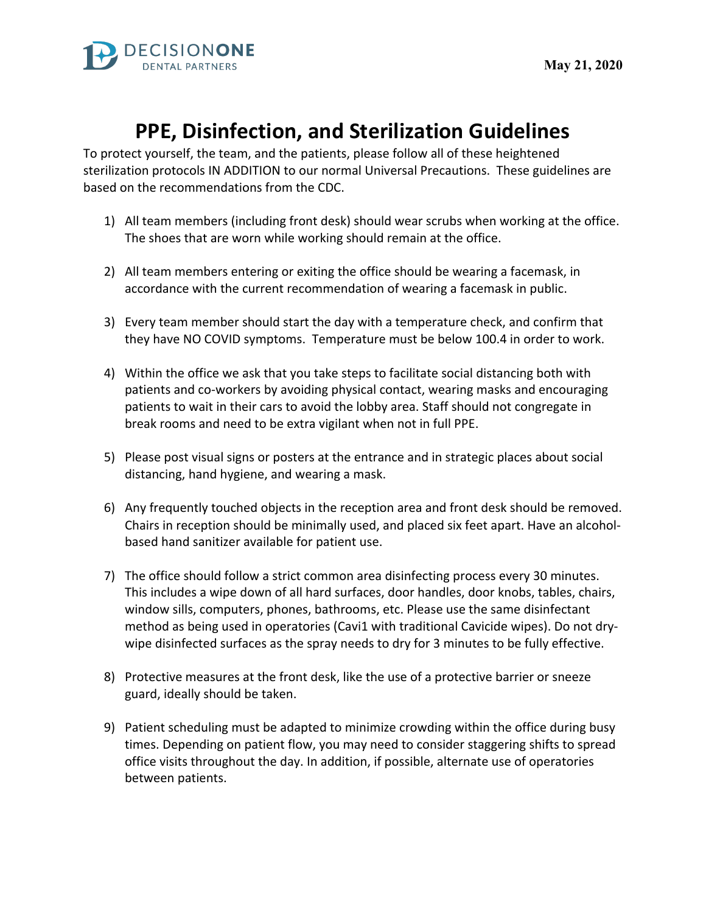DECISIONONE
DENTAL PARTNERS

May 21, 2020

# PPE, Disinfection, and Sterilization Guidelines

To protect yourself, the team, and the patients, please follow all of these heightened sterilization protocols IN ADDITION to our normal Universal Precautions. These guidelines are based on the recommendations from the CDC.

1) All team members (including front desk) should wear scrubs when working at the office. The shoes that are worn while working should remain at the office.

2) All team members entering or exiting the office should be wearing a facemask, in accordance with the current recommendation of wearing a facemask in public.

3) Every team member should start the day with a temperature check, and confirm that they have NO COVID symptoms. Temperature must be below 100.4 in order to work.

4) Within the office we ask that you take steps to facilitate social distancing both with patients and co-workers by avoiding physical contact, wearing masks and encouraging patients to wait in their cars to avoid the lobby area. Staff should not congregate in break rooms and need to be extra vigilant when not in full PPE.

5) Please post visual signs or posters at the entrance and in strategic places about social distancing, hand hygiene, and wearing a mask.

6) Any frequently touched objects in the reception area and front desk should be removed. Chairs in reception should be minimally used, and placed six feet apart. Have an alcohol-based hand sanitizer available for patient use.

7) The office should follow a strict common area disinfecting process every 30 minutes. This includes a wipe down of all hard surfaces, door handles, door knobs, tables, chairs, window sills, computers, phones, bathrooms, etc. Please use the same disinfectant method as being used in operatories (Cavi1 with traditional Cavicide wipes). Do not dry-wipe disinfected surfaces as the spray needs to dry for 3 minutes to be fully effective.

8) Protective measures at the front desk, like the use of a protective barrier or sneeze guard, ideally should be taken.

9) Patient scheduling must be adapted to minimize crowding within the office during busy times. Depending on patient flow, you may need to consider staggering shifts to spread office visits throughout the day. In addition, if possible, alternate use of operatories between patients.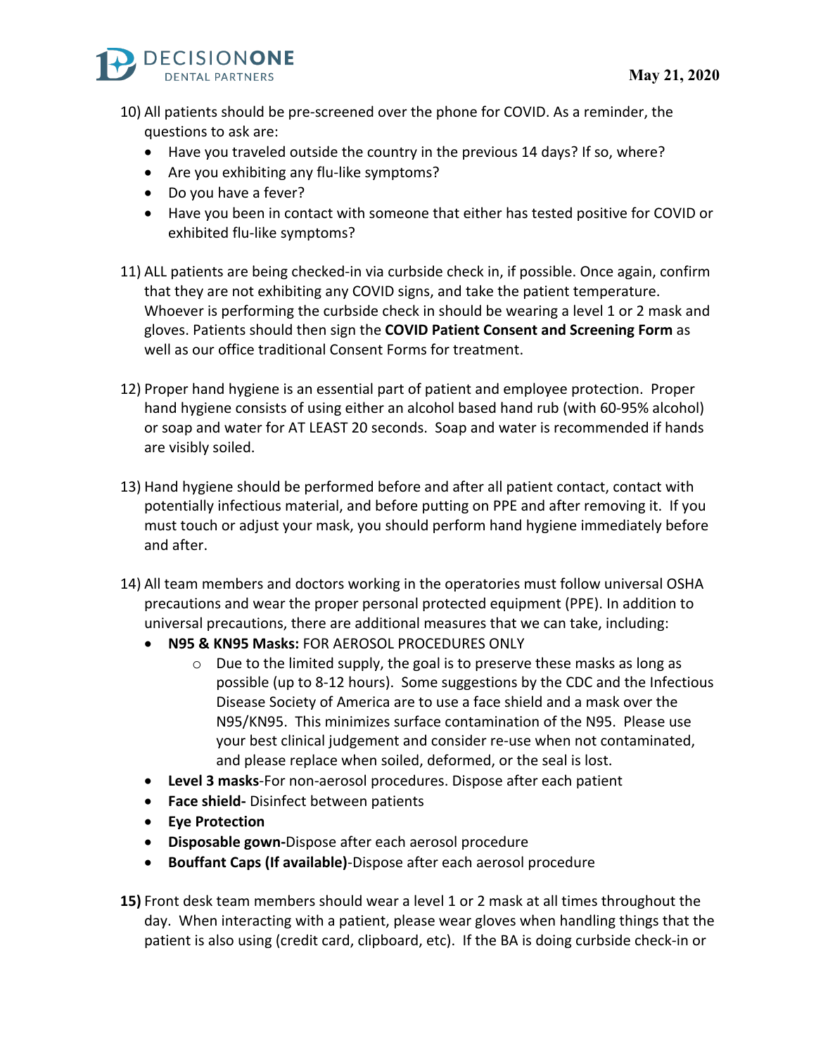10) All patients should be pre-screened over the phone for COVID. As a reminder, the questions to ask are:
    - Have you traveled outside the country in the previous 14 days? If so, where?
    - Are you exhibiting any flu-like symptoms?
    - Do you have a fever?
    - Have you been in contact with someone that either has tested positive for COVID or exhibited flu-like symptoms?

11) ALL patients are being checked-in via curbside check in, if possible. Once again, confirm that they are not exhibiting any COVID signs, and take the patient temperature. Whoever is performing the curbside check in should be wearing a level 1 or 2 mask and gloves. Patients should then sign the **COVID Patient Consent and Screening Form** as well as our office traditional Consent Forms for treatment.

12) Proper hand hygiene is an essential part of patient and employee protection. Proper hand hygiene consists of using either an alcohol based hand rub (with 60-95% alcohol) or soap and water for AT LEAST 20 seconds. Soap and water is recommended if hands are visibly soiled.

13) Hand hygiene should be performed before and after all patient contact, contact with potentially infectious material, and before putting on PPE and after removing it. If you must touch or adjust your mask, you should perform hand hygiene immediately before and after.

14) All team members and doctors working in the operatories must follow universal OSHA precautions and wear the proper personal protected equipment (PPE). In addition to universal precautions, there are additional measures that we can take, including:
    - **N95 & KN95 Masks:** FOR AEROSOL PROCEDURES ONLY
        - Due to the limited supply, the goal is to preserve these masks as long as possible (up to 8-12 hours). Some suggestions by the CDC and the Infectious Disease Society of America are to use a face shield and a mask over the N95/KN95. This minimizes surface contamination of the N95. Please use your best clinical judgement and consider re-use when not contaminated, and please replace when soiled, deformed, or the seal is lost.
    - **Level 3 masks**-For non-aerosol procedures. Dispose after each patient
    - **Face shield-** Disinfect between patients
    - **Eye Protection**
    - **Disposable gown-**Dispose after each aerosol procedure
    - **Bouffant Caps (If available)**-Dispose after each aerosol procedure

**15)** Front desk team members should wear a level 1 or 2 mask at all times throughout the day. When interacting with a patient, please wear gloves when handling things that the patient is also using (credit card, clipboard, etc). If the BA is doing curbside check-in or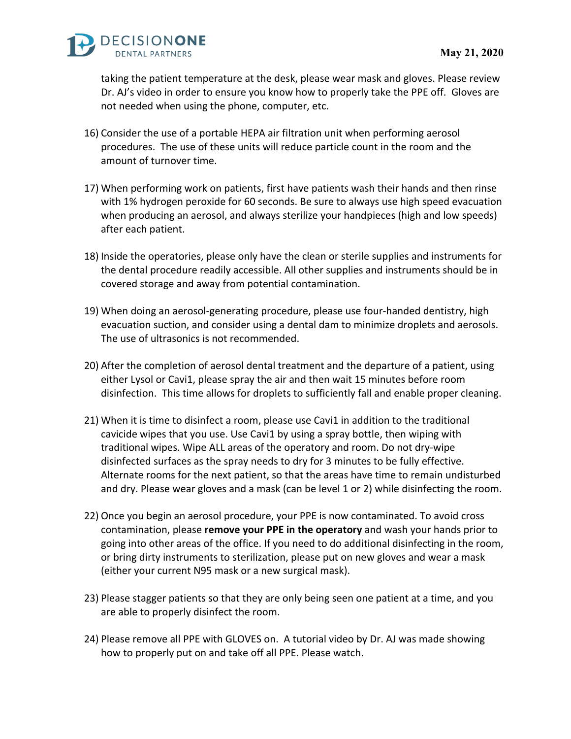taking the patient temperature at the desk, please wear mask and gloves. Please review Dr. AJ's video in order to ensure you know how to properly take the PPE off. Gloves are not needed when using the phone, computer, etc.

16) Consider the use of a portable HEPA air filtration unit when performing aerosol procedures. The use of these units will reduce particle count in the room and the amount of turnover time.

17) When performing work on patients, first have patients wash their hands and then rinse with 1% hydrogen peroxide for 60 seconds. Be sure to always use high speed evacuation when producing an aerosol, and always sterilize your handpieces (high and low speeds) after each patient.

18) Inside the operatories, please only have the clean or sterile supplies and instruments for the dental procedure readily accessible. All other supplies and instruments should be in covered storage and away from potential contamination.

19) When doing an aerosol-generating procedure, please use four-handed dentistry, high evacuation suction, and consider using a dental dam to minimize droplets and aerosols. The use of ultrasonics is not recommended.

20) After the completion of aerosol dental treatment and the departure of a patient, using either Lysol or Cavi1, please spray the air and then wait 15 minutes before room disinfection. This time allows for droplets to sufficiently fall and enable proper cleaning.

21) When it is time to disinfect a room, please use Cavi1 in addition to the traditional cavicide wipes that you use. Use Cavi1 by using a spray bottle, then wiping with traditional wipes. Wipe ALL areas of the operatory and room. Do not dry-wipe disinfected surfaces as the spray needs to dry for 3 minutes to be fully effective. Alternate rooms for the next patient, so that the areas have time to remain undisturbed and dry. Please wear gloves and a mask (can be level 1 or 2) while disinfecting the room.

22) Once you begin an aerosol procedure, your PPE is now contaminated. To avoid cross contamination, please **remove your PPE in the operatory** and wash your hands prior to going into other areas of the office. If you need to do additional disinfecting in the room, or bring dirty instruments to sterilization, please put on new gloves and wear a mask (either your current N95 mask or a new surgical mask).

23) Please stagger patients so that they are only being seen one patient at a time, and you are able to properly disinfect the room.

24) Please remove all PPE with GLOVES on. A tutorial video by Dr. AJ was made showing how to properly put on and take off all PPE. Please watch.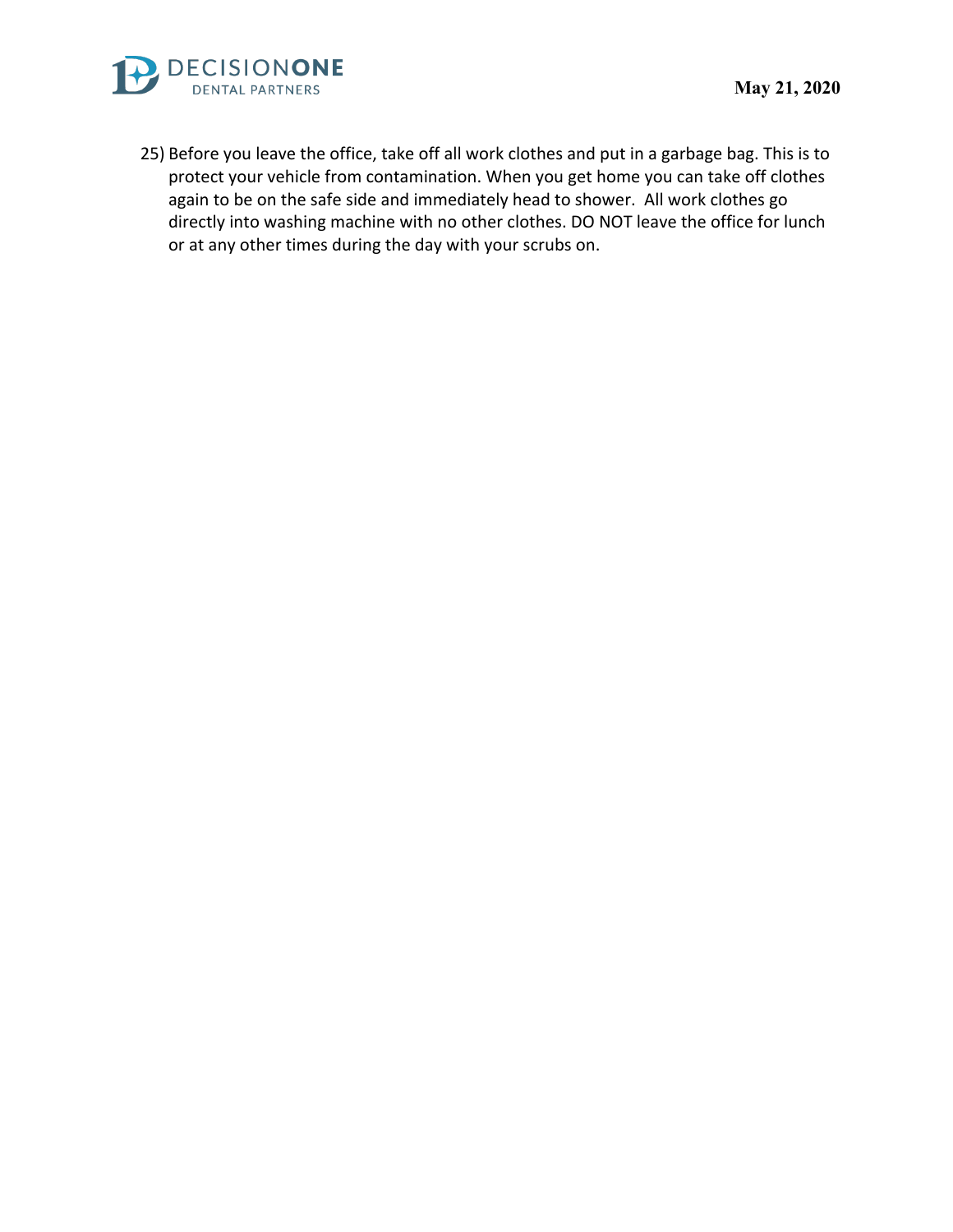25) Before you leave the office, take off all work clothes and put in a garbage bag. This is to protect your vehicle from contamination. When you get home you can take off clothes again to be on the safe side and immediately head to shower. All work clothes go directly into washing machine with no other clothes. DO NOT leave the office for lunch or at any other times during the day with your scrubs on.